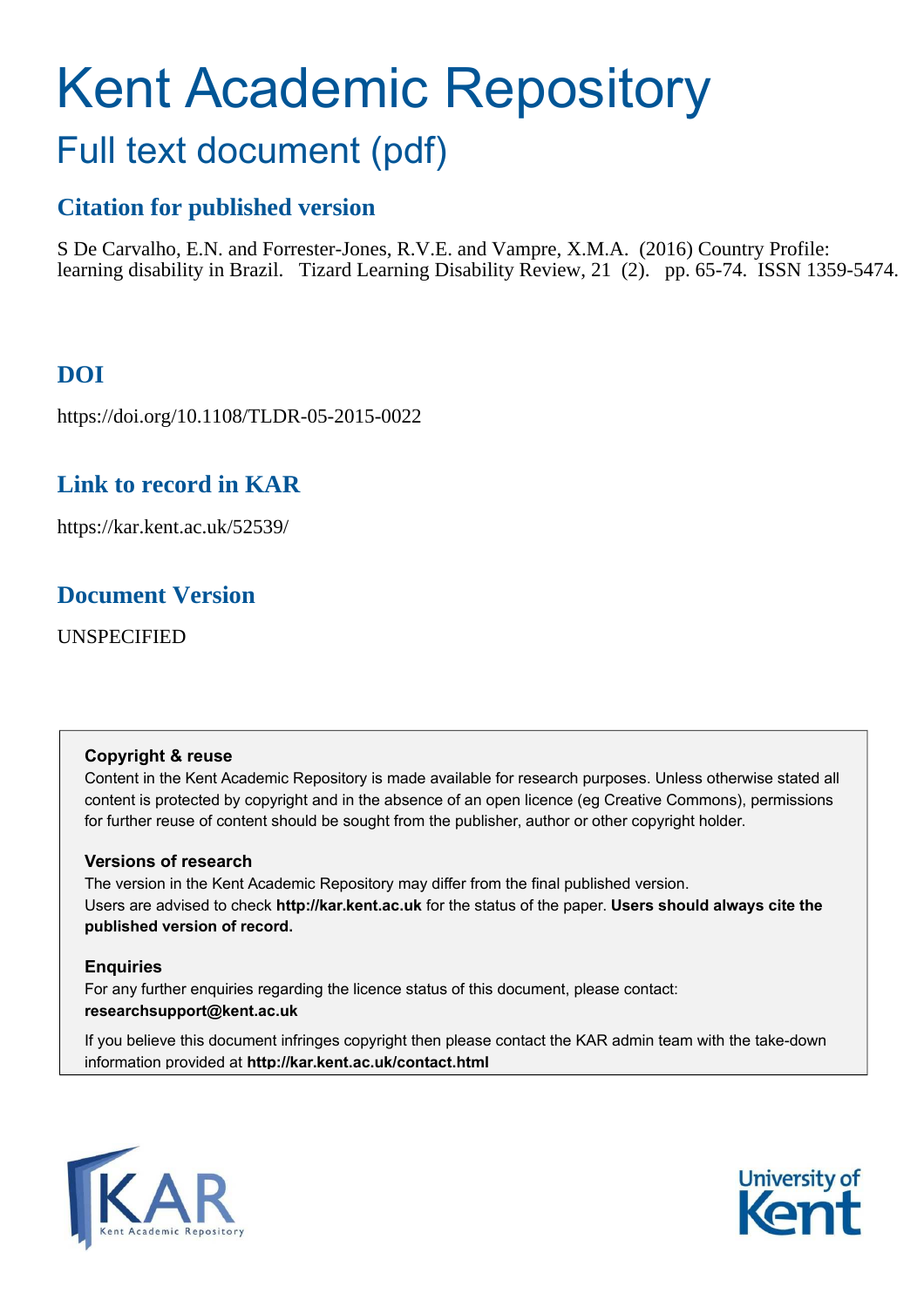# Kent Academic Repository

## Full text document (pdf)

## Citation for published version

S De Carvalho, E.N. and Forrester-Jones, R.V.E. and Vampre, X.M.A. (2016) Country Profile: learning disability in Brazil. Tizard Learning Disability Review, 21 (2). pp. 65-74. ISSN 1359-5474.

## DOI

https://doi.org/10.1108/TLDR-05-2015-0022

## Link to record in KAR

https://kar.kent.ac.uk/52539/

## Document Version

UNSPECIFIED

**Copyright & reuse**

Content in the Kent Academic Repository is made available for research purposes. Unless otherwise stated all content is protected by copyright and in the absence of an open licence (eg Creative Commons), permissions for further reuse of content should be sought from the publisher, author or other copyright holder.

**Versions of research**

The version in the Kent Academic Repository may differ from the final published version. Users are advised to check **http://kar.kent.ac.uk** for the status of the paper. **Users should always cite the published version of record.**

**Enquiries**

For any further enquiries regarding the licence status of this document, please contact: **researchsupport@kent.ac.uk**

If you believe this document infringes copyright then please contact the KAR admin team with the take-down information provided at **http://kar.kent.ac.uk/contact.html**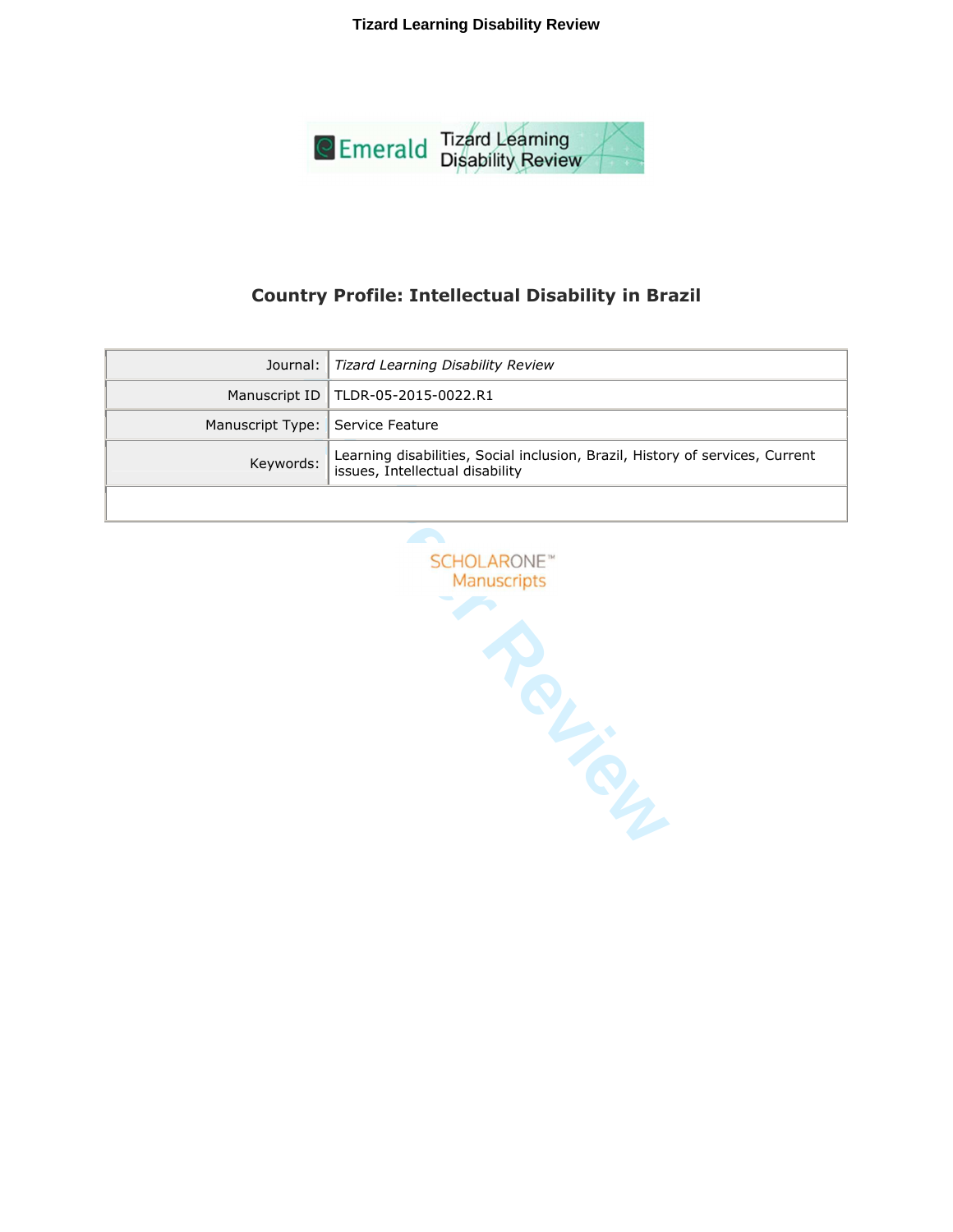# Country Profile: Intellectual Disability in Brazil

| Journal: | *Tizard Learning Disability Review* |
| --- | --- |
| Manuscript ID | TLDR-05-2015-0022.R1 |
| Manuscript Type: | Service Feature |
| Keywords: | Learning disabilities, Social inclusion, Brazil, History of services, Current issues, Intellectual disability |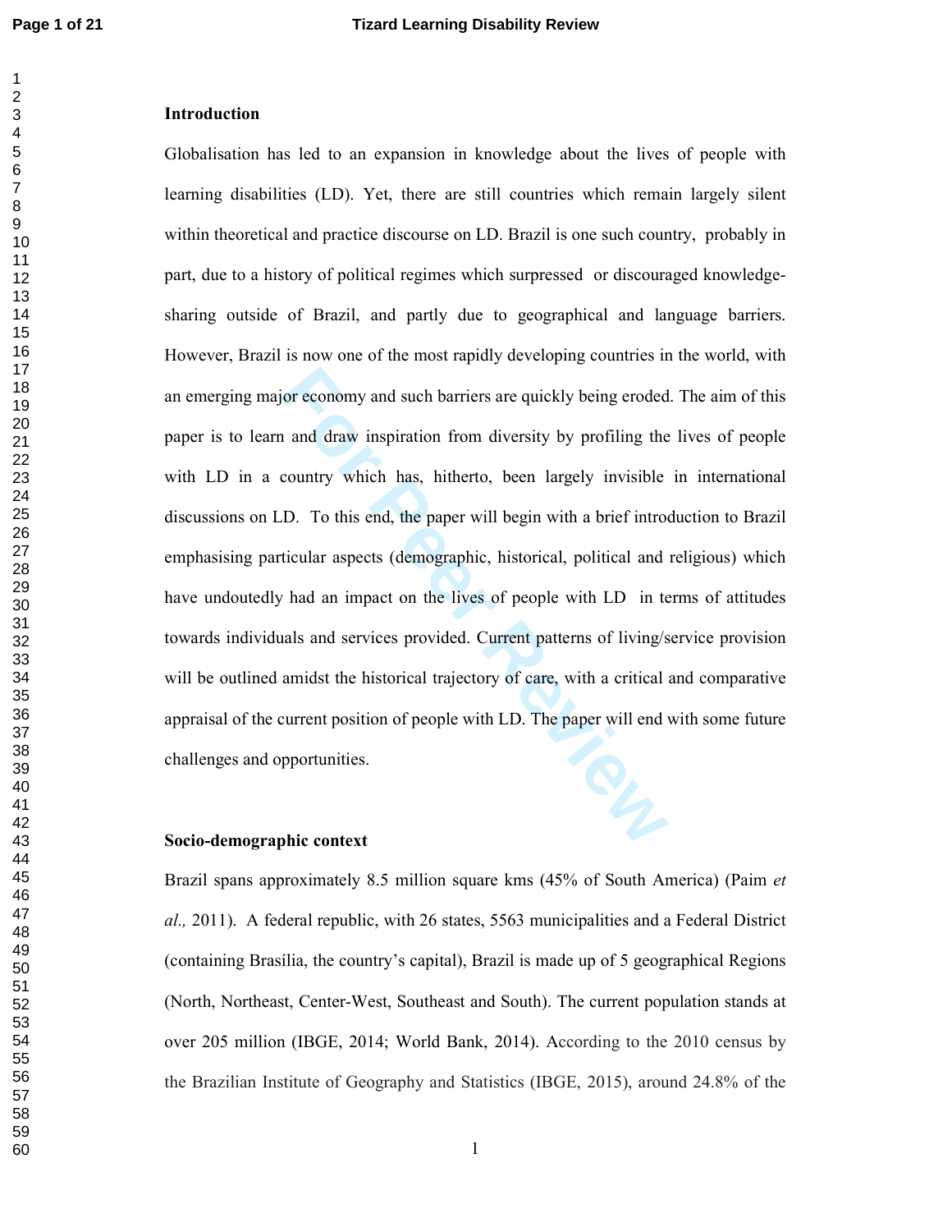## Introduction

Globalisation has led to an expansion in knowledge about the lives of people with learning disabilities (LD). Yet, there are still countries which remain largely silent within theoretical and practice discourse on LD. Brazil is one such country, probably in part, due to a history of political regimes which surpressed or discouraged knowledge-sharing outside of Brazil, and partly due to geographical and language barriers. However, Brazil is now one of the most rapidly developing countries in the world, with an emerging major economy and such barriers are quickly being eroded. The aim of this paper is to learn and draw inspiration from diversity by profiling the lives of people with LD in a country which has, hitherto, been largely invisible in international discussions on LD. To this end, the paper will begin with a brief introduction to Brazil emphasising particular aspects (demographic, historical, political and religious) which have undoutedly had an impact on the lives of people with LD in terms of attitudes towards individuals and services provided. Current patterns of living/service provision will be outlined amidst the historical trajectory of care, with a critical and comparative appraisal of the current position of people with LD. The paper will end with some future challenges and opportunities.

## Socio-demographic context

Brazil spans approximately 8.5 million square kms (45% of South America) (Paim *et al.,* 2011). A federal republic, with 26 states, 5563 municipalities and a Federal District (containing Brasília, the country's capital), Brazil is made up of 5 geographical Regions (North, Northeast, Center-West, Southeast and South). The current population stands at over 205 million (IBGE, 2014; World Bank, 2014). According to the 2010 census by the Brazilian Institute of Geography and Statistics (IBGE, 2015), around 24.8% of the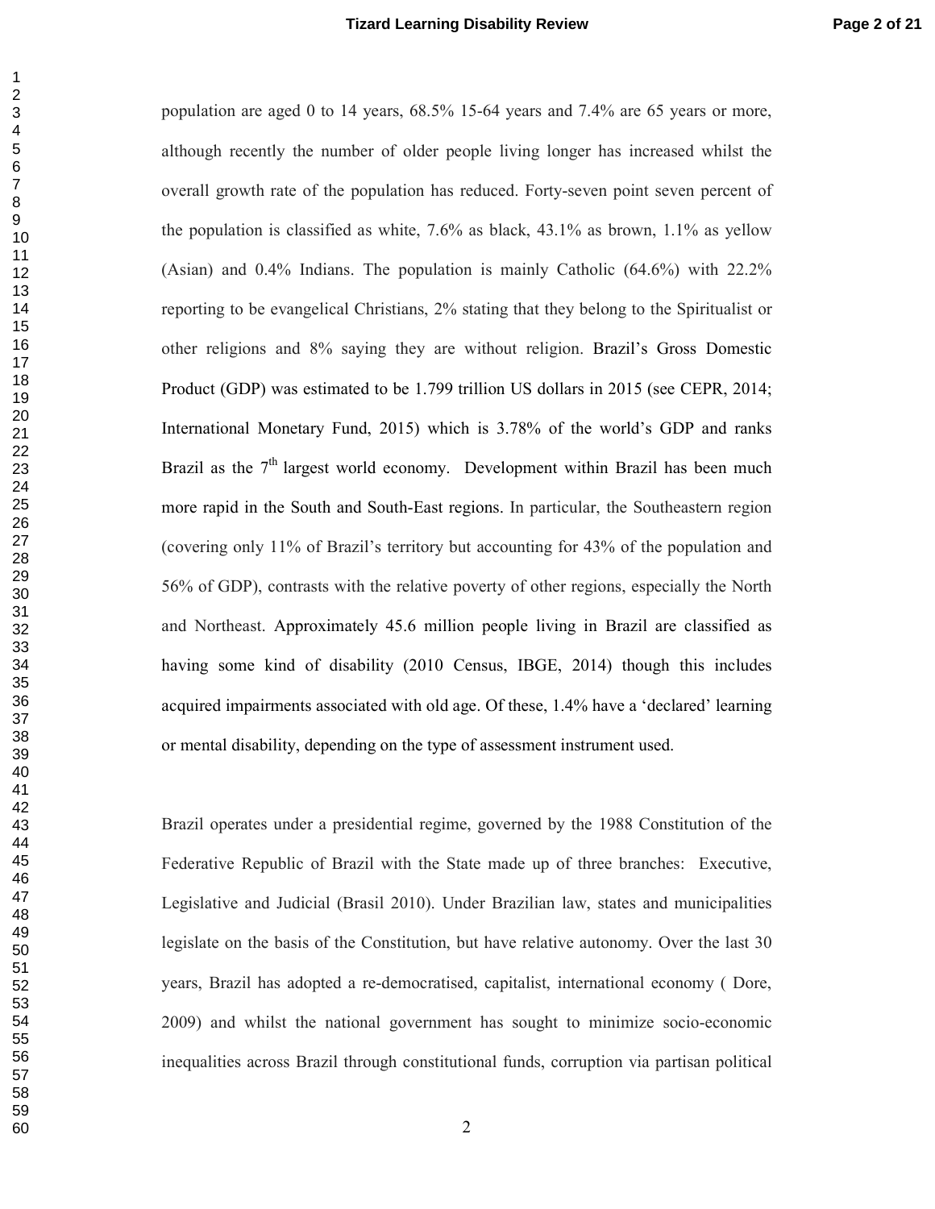population are aged 0 to 14 years, 68.5% 15-64 years and 7.4% are 65 years or more, although recently the number of older people living longer has increased whilst the overall growth rate of the population has reduced. Forty-seven point seven percent of the population is classified as white, 7.6% as black, 43.1% as brown, 1.1% as yellow (Asian) and 0.4% Indians. The population is mainly Catholic (64.6%) with 22.2% reporting to be evangelical Christians, 2% stating that they belong to the Spiritualist or other religions and 8% saying they are without religion. Brazil's Gross Domestic Product (GDP) was estimated to be 1.799 trillion US dollars in 2015 (see CEPR, 2014; International Monetary Fund, 2015) which is 3.78% of the world's GDP and ranks Brazil as the 7th largest world economy. Development within Brazil has been much more rapid in the South and South-East regions. In particular, the Southeastern region (covering only 11% of Brazil's territory but accounting for 43% of the population and 56% of GDP), contrasts with the relative poverty of other regions, especially the North and Northeast. Approximately 45.6 million people living in Brazil are classified as having some kind of disability (2010 Census, IBGE, 2014) though this includes acquired impairments associated with old age. Of these, 1.4% have a 'declared' learning or mental disability, depending on the type of assessment instrument used.

Brazil operates under a presidential regime, governed by the 1988 Constitution of the Federative Republic of Brazil with the State made up of three branches: Executive, Legislative and Judicial (Brasil 2010). Under Brazilian law, states and municipalities legislate on the basis of the Constitution, but have relative autonomy. Over the last 30 years, Brazil has adopted a re-democratised, capitalist, international economy ( Dore, 2009) and whilst the national government has sought to minimize socio-economic inequalities across Brazil through constitutional funds, corruption via partisan political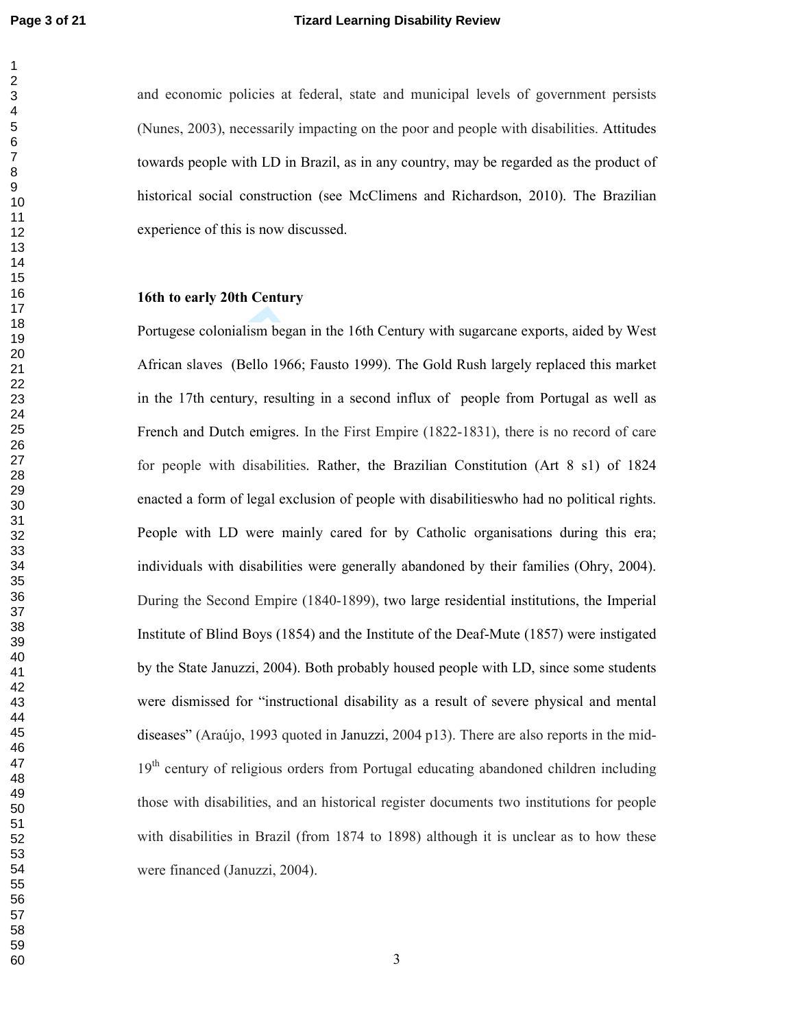and economic policies at federal, state and municipal levels of government persists (Nunes, 2003), necessarily impacting on the poor and people with disabilities. Attitudes towards people with LD in Brazil, as in any country, may be regarded as the product of historical social construction (see McClimens and Richardson, 2010). The Brazilian experience of this is now discussed.

**16th to early 20th Century**

Portugese colonialism began in the 16th Century with sugarcane exports, aided by West African slaves (Bello 1966; Fausto 1999). The Gold Rush largely replaced this market in the 17th century, resulting in a second influx of people from Portugal as well as French and Dutch emigres. In the First Empire (1822-1831), there is no record of care for people with disabilities. Rather, the Brazilian Constitution (Art 8 s1) of 1824 enacted a form of legal exclusion of people with disabilitieswho had no political rights. People with LD were mainly cared for by Catholic organisations during this era; individuals with disabilities were generally abandoned by their families (Ohry, 2004). During the Second Empire (1840-1899), two large residential institutions, the Imperial Institute of Blind Boys (1854) and the Institute of the Deaf-Mute (1857) were instigated by the State Januzzi, 2004). Both probably housed people with LD, since some students were dismissed for "instructional disability as a result of severe physical and mental diseases" (Araújo, 1993 quoted in Januzzi, 2004 p13). There are also reports in the mid-19th century of religious orders from Portugal educating abandoned children including those with disabilities, and an historical register documents two institutions for people with disabilities in Brazil (from 1874 to 1898) although it is unclear as to how these were financed (Januzzi, 2004).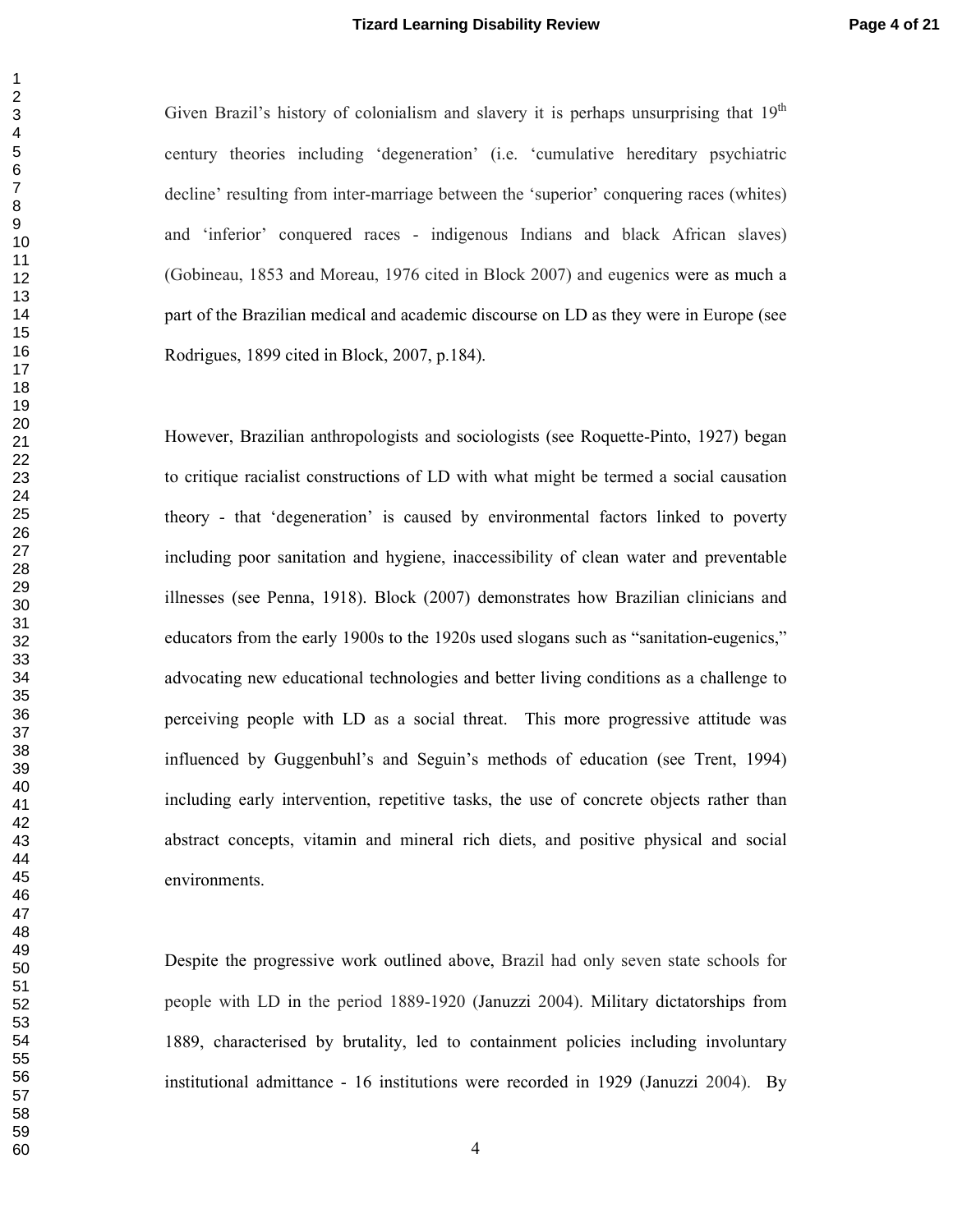Given Brazil's history of colonialism and slavery it is perhaps unsurprising that 19th century theories including 'degeneration' (i.e. 'cumulative hereditary psychiatric decline' resulting from inter-marriage between the 'superior' conquering races (whites) and 'inferior' conquered races - indigenous Indians and black African slaves) (Gobineau, 1853 and Moreau, 1976 cited in Block 2007) and eugenics were as much a part of the Brazilian medical and academic discourse on LD as they were in Europe (see Rodrigues, 1899 cited in Block, 2007, p.184).

However, Brazilian anthropologists and sociologists (see Roquette-Pinto, 1927) began to critique racialist constructions of LD with what might be termed a social causation theory - that 'degeneration' is caused by environmental factors linked to poverty including poor sanitation and hygiene, inaccessibility of clean water and preventable illnesses (see Penna, 1918). Block (2007) demonstrates how Brazilian clinicians and educators from the early 1900s to the 1920s used slogans such as "sanitation-eugenics," advocating new educational technologies and better living conditions as a challenge to perceiving people with LD as a social threat. This more progressive attitude was influenced by Guggenbuhl's and Seguin's methods of education (see Trent, 1994) including early intervention, repetitive tasks, the use of concrete objects rather than abstract concepts, vitamin and mineral rich diets, and positive physical and social environments.

Despite the progressive work outlined above, Brazil had only seven state schools for people with LD in the period 1889-1920 (Januzzi 2004). Military dictatorships from 1889, characterised by brutality, led to containment policies including involuntary institutional admittance - 16 institutions were recorded in 1929 (Januzzi 2004). By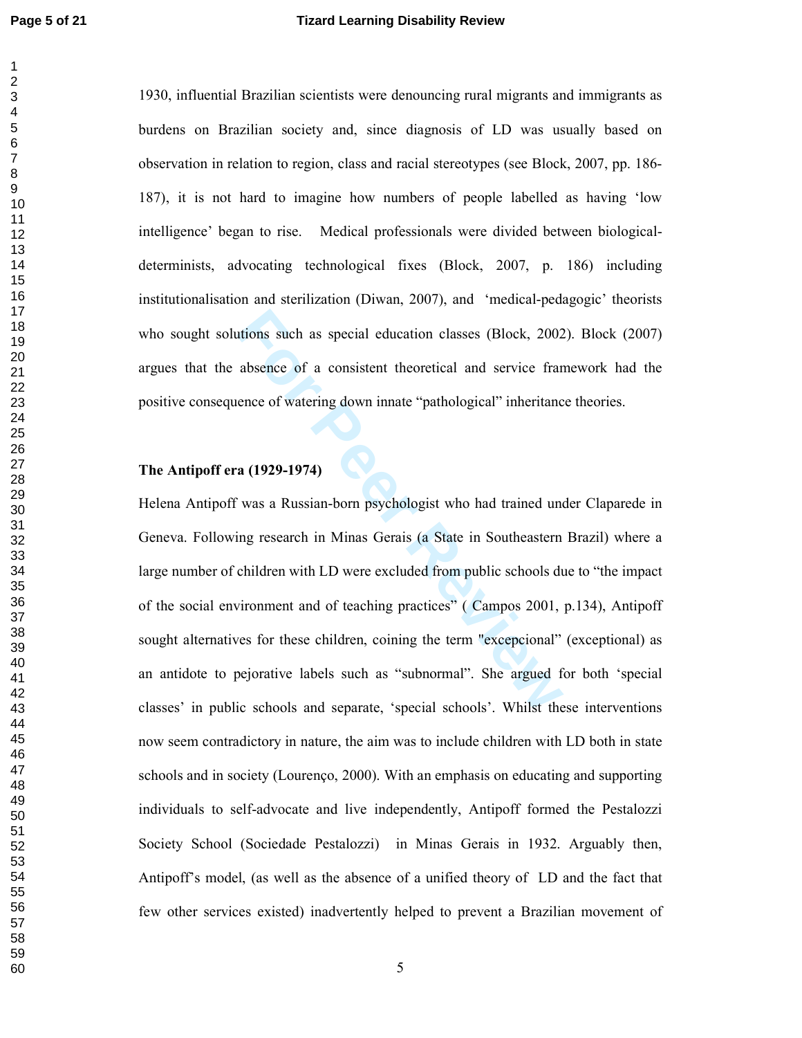1930, influential Brazilian scientists were denouncing rural migrants and immigrants as burdens on Brazilian society and, since diagnosis of LD was usually based on observation in relation to region, class and racial stereotypes (see Block, 2007, pp. 186-187), it is not hard to imagine how numbers of people labelled as having 'low intelligence' began to rise. Medical professionals were divided between biological-determinists, advocating technological fixes (Block, 2007, p. 186) including institutionalisation and sterilization (Diwan, 2007), and 'medical-pedagogic' theorists who sought solutions such as special education classes (Block, 2002). Block (2007) argues that the absence of a consistent theoretical and service framework had the positive consequence of watering down innate "pathological" inheritance theories.

**The Antipoff era (1929-1974)**

Helena Antipoff was a Russian-born psychologist who had trained under Claparede in Geneva. Following research in Minas Gerais (a State in Southeastern Brazil) where a large number of children with LD were excluded from public schools due to "the impact of the social environment and of teaching practices" ( Campos 2001, p.134), Antipoff sought alternatives for these children, coining the term "excepcional" (exceptional) as an antidote to pejorative labels such as "subnormal". She argued for both 'special classes' in public schools and separate, 'special schools'. Whilst these interventions now seem contradictory in nature, the aim was to include children with LD both in state schools and in society (Lourenço, 2000). With an emphasis on educating and supporting individuals to self-advocate and live independently, Antipoff formed the Pestalozzi Society School (Sociedade Pestalozzi) in Minas Gerais in 1932. Arguably then, Antipoff's model, (as well as the absence of a unified theory of LD and the fact that few other services existed) inadvertently helped to prevent a Brazilian movement of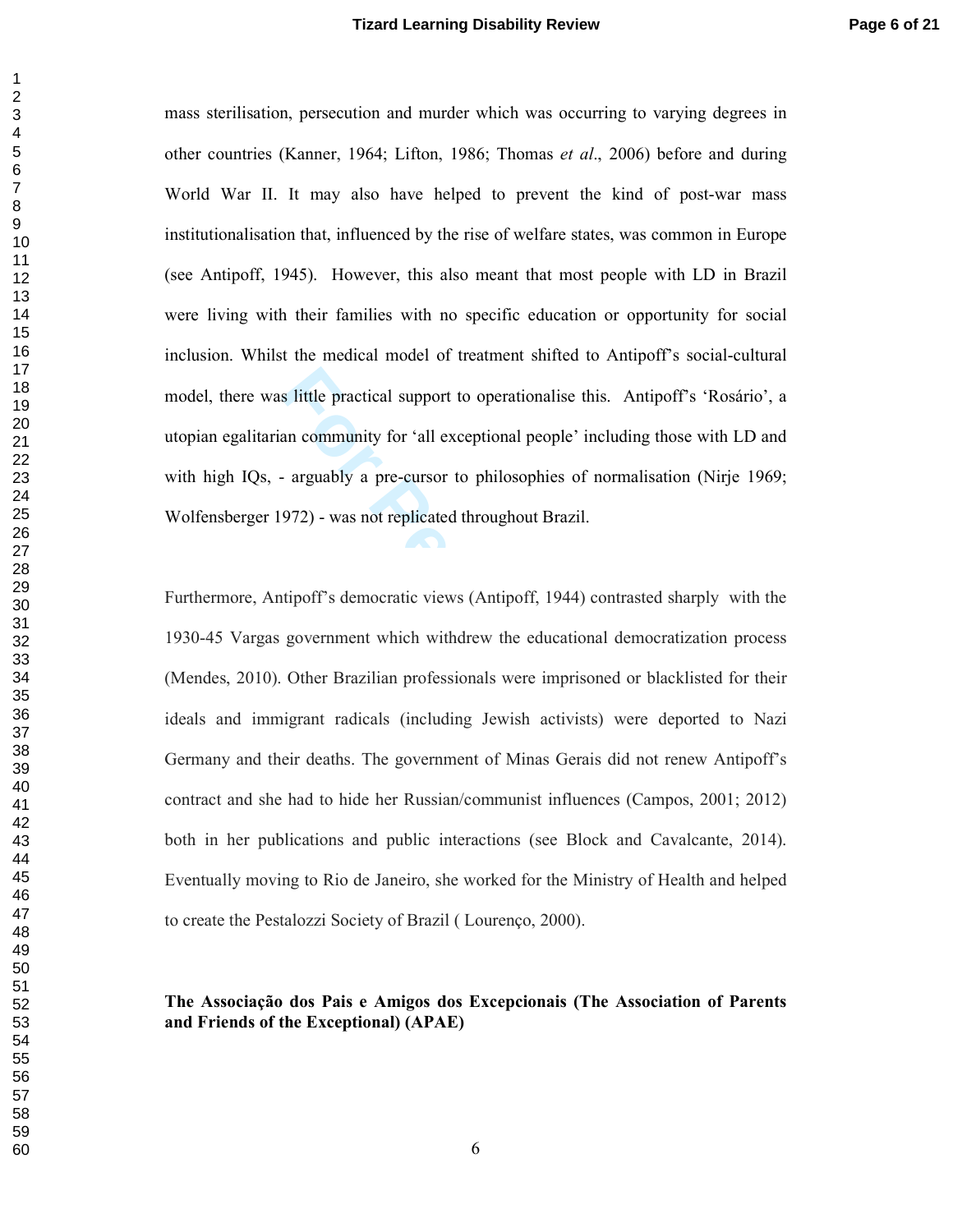mass sterilisation, persecution and murder which was occurring to varying degrees in other countries (Kanner, 1964; Lifton, 1986; Thomas *et al*., 2006) before and during World War II. It may also have helped to prevent the kind of post-war mass institutionalisation that, influenced by the rise of welfare states, was common in Europe (see Antipoff, 1945). However, this also meant that most people with LD in Brazil were living with their families with no specific education or opportunity for social inclusion. Whilst the medical model of treatment shifted to Antipoff's social-cultural model, there was little practical support to operationalise this. Antipoff's 'Rosário', a utopian egalitarian community for 'all exceptional people' including those with LD and with high IQs, - arguably a pre-cursor to philosophies of normalisation (Nirje 1969; Wolfensberger 1972) - was not replicated throughout Brazil.

Furthermore, Antipoff's democratic views (Antipoff, 1944) contrasted sharply with the 1930-45 Vargas government which withdrew the educational democratization process (Mendes, 2010). Other Brazilian professionals were imprisoned or blacklisted for their ideals and immigrant radicals (including Jewish activists) were deported to Nazi Germany and their deaths. The government of Minas Gerais did not renew Antipoff's contract and she had to hide her Russian/communist influences (Campos, 2001; 2012) both in her publications and public interactions (see Block and Cavalcante, 2014). Eventually moving to Rio de Janeiro, she worked for the Ministry of Health and helped to create the Pestalozzi Society of Brazil ( Lourenço, 2000).

**The Associação dos Pais e Amigos dos Excepcionais (The Association of Parents and Friends of the Exceptional) (APAE)**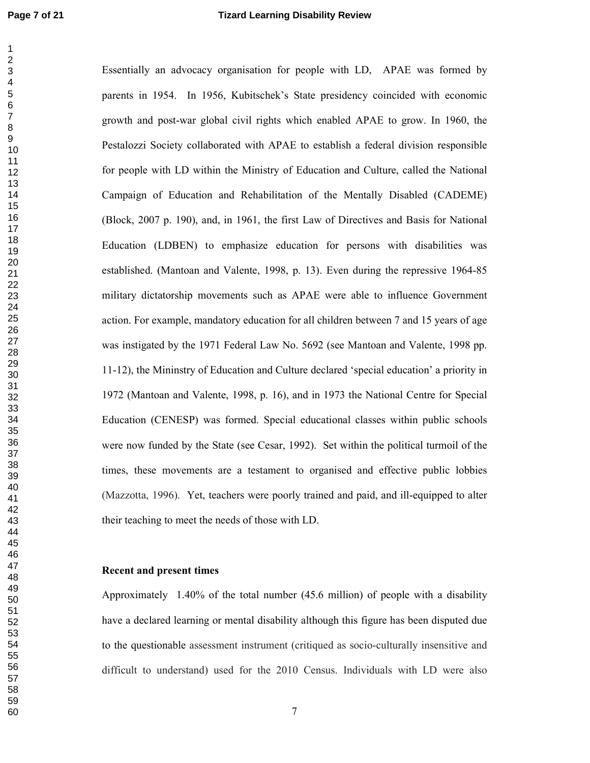Essentially an advocacy organisation for people with LD, APAE was formed by parents in 1954. In 1956, Kubitschek's State presidency coincided with economic growth and post-war global civil rights which enabled APAE to grow. In 1960, the Pestalozzi Society collaborated with APAE to establish a federal division responsible for people with LD within the Ministry of Education and Culture, called the National Campaign of Education and Rehabilitation of the Mentally Disabled (CADEME) (Block, 2007 p. 190), and, in 1961, the first Law of Directives and Basis for National Education (LDBEN) to emphasize education for persons with disabilities was established. (Mantoan and Valente, 1998, p. 13). Even during the repressive 1964-85 military dictatorship movements such as APAE were able to influence Government action. For example, mandatory education for all children between 7 and 15 years of age was instigated by the 1971 Federal Law No. 5692 (see Mantoan and Valente, 1998 pp. 11-12), the Mininstry of Education and Culture declared 'special education' a priority in 1972 (Mantoan and Valente, 1998, p. 16), and in 1973 the National Centre for Special Education (CENESP) was formed. Special educational classes within public schools were now funded by the State (see Cesar, 1992). Set within the political turmoil of the times, these movements are a testament to organised and effective public lobbies (Mazzotta, 1996). Yet, teachers were poorly trained and paid, and ill-equipped to alter their teaching to meet the needs of those with LD.

**Recent and present times**

Approximately 1.40% of the total number (45.6 million) of people with a disability have a declared learning or mental disability although this figure has been disputed due to the questionable assessment instrument (critiqued as socio-culturally insensitive and difficult to understand) used for the 2010 Census. Individuals with LD were also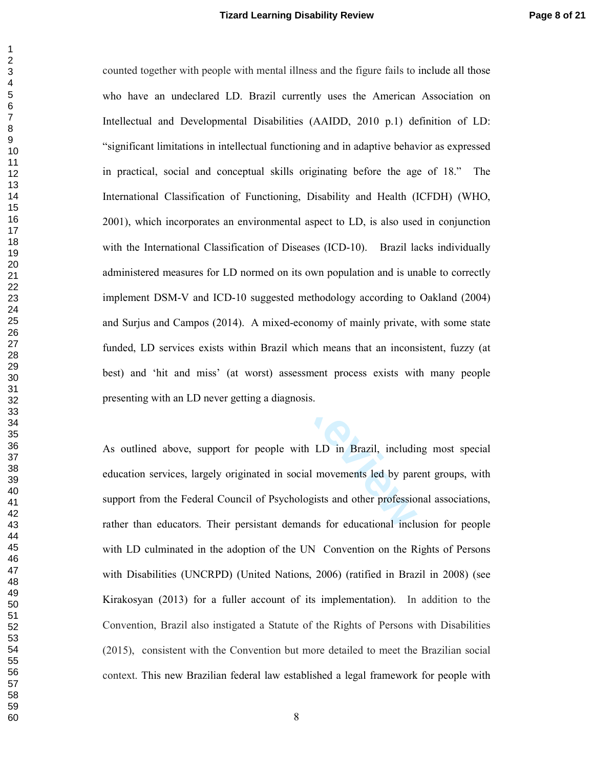counted together with people with mental illness and the figure fails to include all those who have an undeclared LD. Brazil currently uses the American Association on Intellectual and Developmental Disabilities (AAIDD, 2010 p.1) definition of LD: "significant limitations in intellectual functioning and in adaptive behavior as expressed in practical, social and conceptual skills originating before the age of 18." The International Classification of Functioning, Disability and Health (ICFDH) (WHO, 2001), which incorporates an environmental aspect to LD, is also used in conjunction with the International Classification of Diseases (ICD-10). Brazil lacks individually administered measures for LD normed on its own population and is unable to correctly implement DSM-V and ICD-10 suggested methodology according to Oakland (2004) and Surjus and Campos (2014). A mixed-economy of mainly private, with some state funded, LD services exists within Brazil which means that an inconsistent, fuzzy (at best) and 'hit and miss' (at worst) assessment process exists with many people presenting with an LD never getting a diagnosis.

As outlined above, support for people with LD in Brazil, including most special education services, largely originated in social movements led by parent groups, with support from the Federal Council of Psychologists and other professional associations, rather than educators. Their persistant demands for educational inclusion for people with LD culminated in the adoption of the UN Convention on the Rights of Persons with Disabilities (UNCRPD) (United Nations, 2006) (ratified in Brazil in 2008) (see Kirakosyan (2013) for a fuller account of its implementation). In addition to the Convention, Brazil also instigated a Statute of the Rights of Persons with Disabilities (2015), consistent with the Convention but more detailed to meet the Brazilian social context. This new Brazilian federal law established a legal framework for people with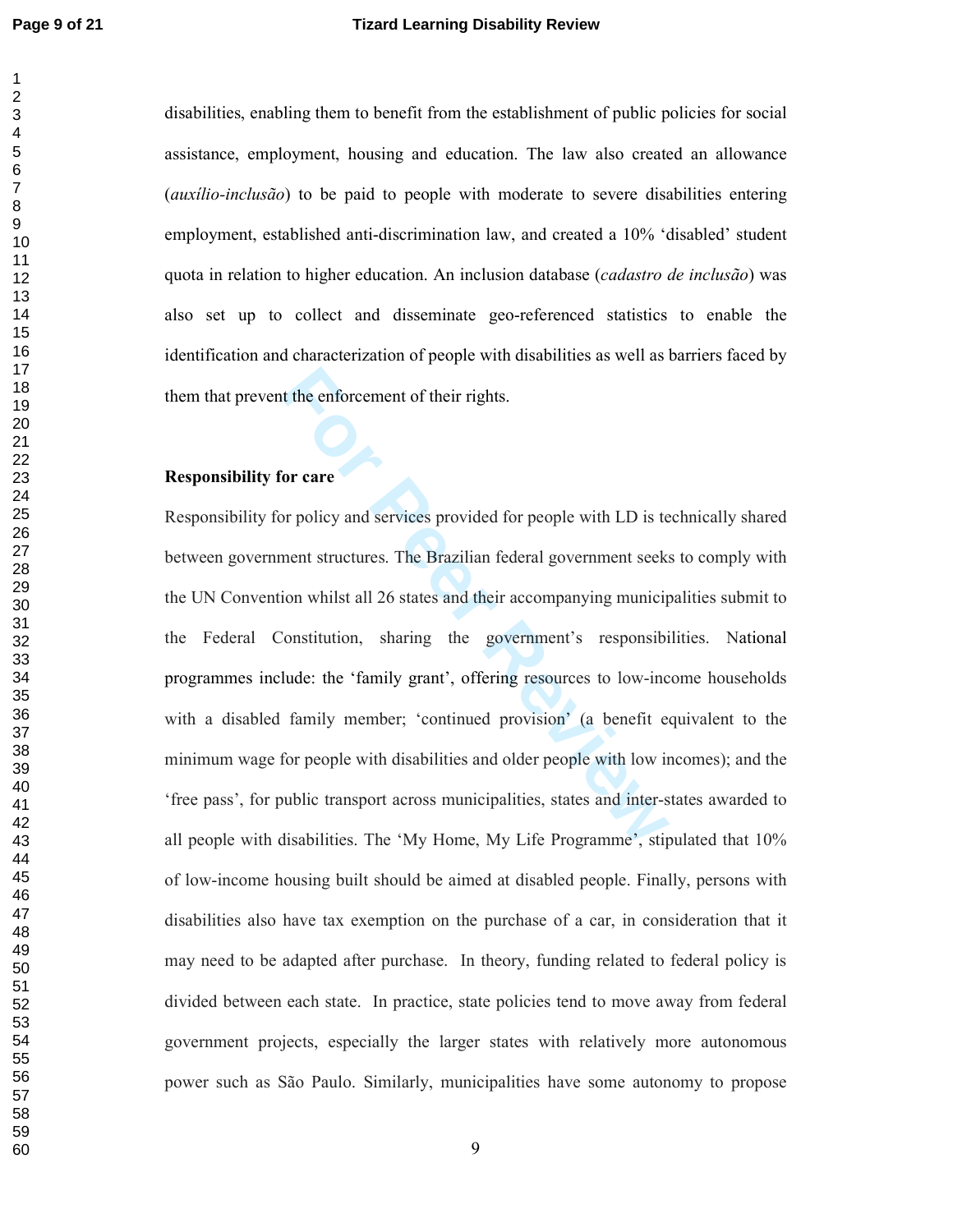disabilities, enabling them to benefit from the establishment of public policies for social assistance, employment, housing and education. The law also created an allowance (*auxílio-inclusão*) to be paid to people with moderate to severe disabilities entering employment, established anti-discrimination law, and created a 10% 'disabled' student quota in relation to higher education. An inclusion database (*cadastro de inclusão*) was also set up to collect and disseminate geo-referenced statistics to enable the identification and characterization of people with disabilities as well as barriers faced by them that prevent the enforcement of their rights.

**Responsibility for care**

Responsibility for policy and services provided for people with LD is technically shared between government structures. The Brazilian federal government seeks to comply with the UN Convention whilst all 26 states and their accompanying municipalities submit to the Federal Constitution, sharing the government's responsibilities. National programmes include: the 'family grant', offering resources to low-income households with a disabled family member; 'continued provision' (a benefit equivalent to the minimum wage for people with disabilities and older people with low incomes); and the 'free pass', for public transport across municipalities, states and inter-states awarded to all people with disabilities. The 'My Home, My Life Programme', stipulated that 10% of low-income housing built should be aimed at disabled people. Finally, persons with disabilities also have tax exemption on the purchase of a car, in consideration that it may need to be adapted after purchase. In theory, funding related to federal policy is divided between each state. In practice, state policies tend to move away from federal government projects, especially the larger states with relatively more autonomous power such as São Paulo. Similarly, municipalities have some autonomy to propose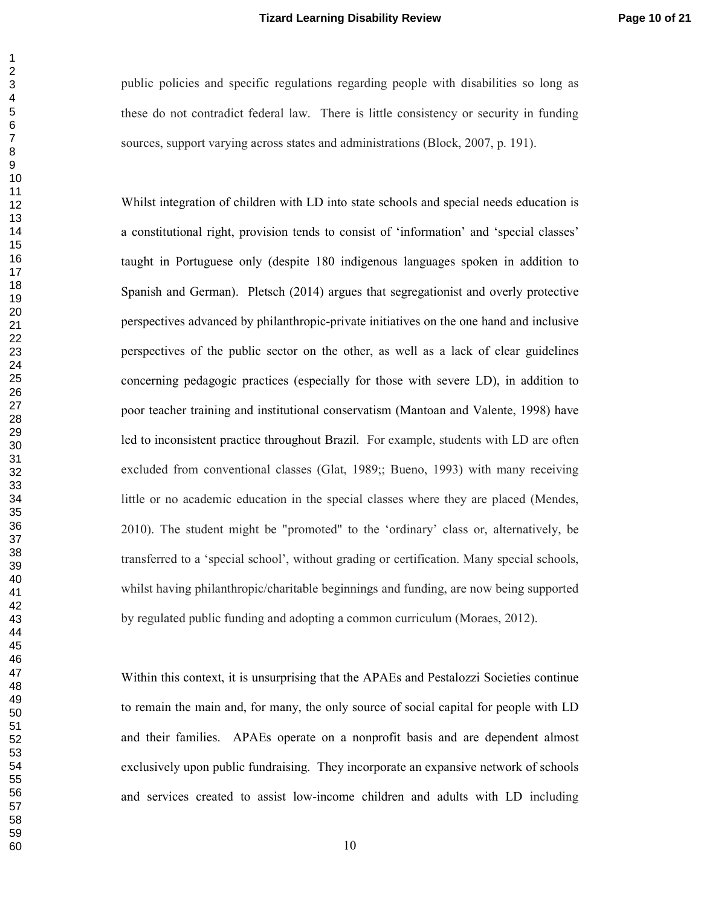public policies and specific regulations regarding people with disabilities so long as these do not contradict federal law. There is little consistency or security in funding sources, support varying across states and administrations (Block, 2007, p. 191).

Whilst integration of children with LD into state schools and special needs education is a constitutional right, provision tends to consist of 'information' and 'special classes' taught in Portuguese only (despite 180 indigenous languages spoken in addition to Spanish and German). Pletsch (2014) argues that segregationist and overly protective perspectives advanced by philanthropic-private initiatives on the one hand and inclusive perspectives of the public sector on the other, as well as a lack of clear guidelines concerning pedagogic practices (especially for those with severe LD), in addition to poor teacher training and institutional conservatism (Mantoan and Valente, 1998) have led to inconsistent practice throughout Brazil. For example, students with LD are often excluded from conventional classes (Glat, 1989;; Bueno, 1993) with many receiving little or no academic education in the special classes where they are placed (Mendes, 2010). The student might be "promoted" to the 'ordinary' class or, alternatively, be transferred to a 'special school', without grading or certification. Many special schools, whilst having philanthropic/charitable beginnings and funding, are now being supported by regulated public funding and adopting a common curriculum (Moraes, 2012).

Within this context, it is unsurprising that the APAEs and Pestalozzi Societies continue to remain the main and, for many, the only source of social capital for people with LD and their families. APAEs operate on a nonprofit basis and are dependent almost exclusively upon public fundraising. They incorporate an expansive network of schools and services created to assist low-income children and adults with LD including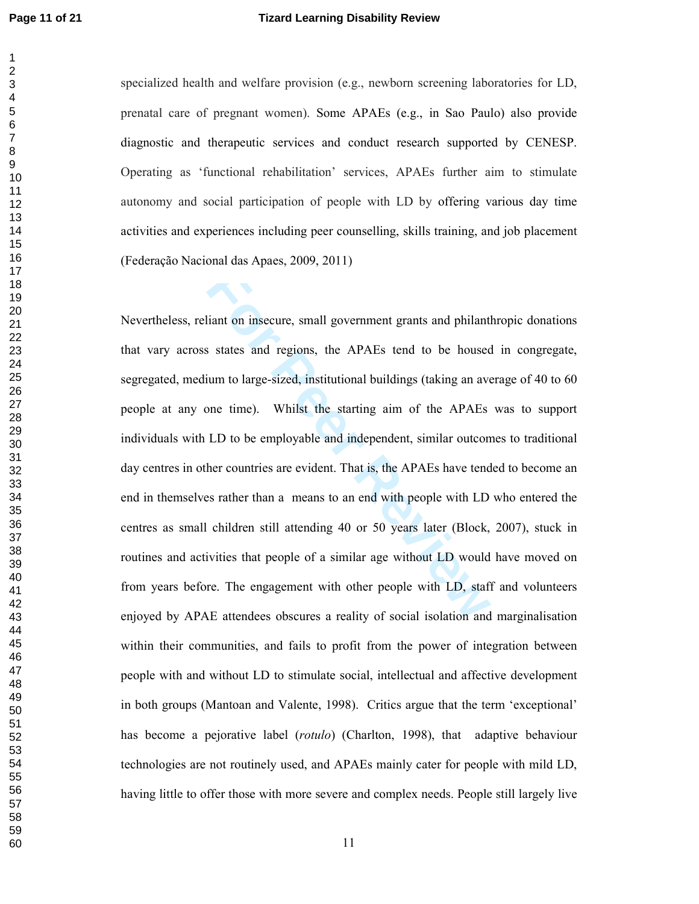specialized health and welfare provision (e.g., newborn screening laboratories for LD, prenatal care of pregnant women). Some APAEs (e.g., in Sao Paulo) also provide diagnostic and therapeutic services and conduct research supported by CENESP. Operating as 'functional rehabilitation' services, APAEs further aim to stimulate autonomy and social participation of people with LD by offering various day time activities and experiences including peer counselling, skills training, and job placement (Federação Nacional das Apaes, 2009, 2011)

Nevertheless, reliant on insecure, small government grants and philanthropic donations that vary across states and regions, the APAEs tend to be housed in congregate, segregated, medium to large-sized, institutional buildings (taking an average of 40 to 60 people at any one time). Whilst the starting aim of the APAEs was to support individuals with LD to be employable and independent, similar outcomes to traditional day centres in other countries are evident. That is, the APAEs have tended to become an end in themselves rather than a means to an end with people with LD who entered the centres as small children still attending 40 or 50 years later (Block, 2007), stuck in routines and activities that people of a similar age without LD would have moved on from years before. The engagement with other people with LD, staff and volunteers enjoyed by APAE attendees obscures a reality of social isolation and marginalisation within their communities, and fails to profit from the power of integration between people with and without LD to stimulate social, intellectual and affective development in both groups (Mantoan and Valente, 1998). Critics argue that the term 'exceptional' has become a pejorative label (*rotulo*) (Charlton, 1998), that adaptive behaviour technologies are not routinely used, and APAEs mainly cater for people with mild LD, having little to offer those with more severe and complex needs. People still largely live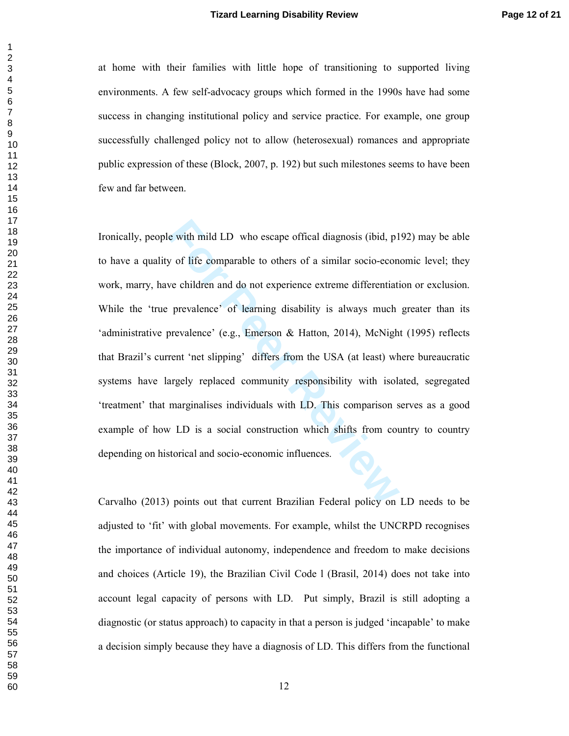at home with their families with little hope of transitioning to supported living environments. A few self-advocacy groups which formed in the 1990s have had some success in changing institutional policy and service practice. For example, one group successfully challenged policy not to allow (heterosexual) romances and appropriate public expression of these (Block, 2007, p. 192) but such milestones seems to have been few and far between.

Ironically, people with mild LD who escape offical diagnosis (ibid, p192) may be able to have a quality of life comparable to others of a similar socio-economic level; they work, marry, have children and do not experience extreme differentiation or exclusion. While the 'true prevalence' of learning disability is always much greater than its 'administrative prevalence' (e.g., Emerson & Hatton, 2014), McNight (1995) reflects that Brazil's current 'net slipping' differs from the USA (at least) where bureaucratic systems have largely replaced community responsibility with isolated, segregated 'treatment' that marginalises individuals with LD. This comparison serves as a good example of how LD is a social construction which shifts from country to country depending on historical and socio-economic influences.

Carvalho (2013) points out that current Brazilian Federal policy on LD needs to be adjusted to 'fit' with global movements. For example, whilst the UNCRPD recognises the importance of individual autonomy, independence and freedom to make decisions and choices (Article 19), the Brazilian Civil Code l (Brasil, 2014) does not take into account legal capacity of persons with LD. Put simply, Brazil is still adopting a diagnostic (or status approach) to capacity in that a person is judged 'incapable' to make a decision simply because they have a diagnosis of LD. This differs from the functional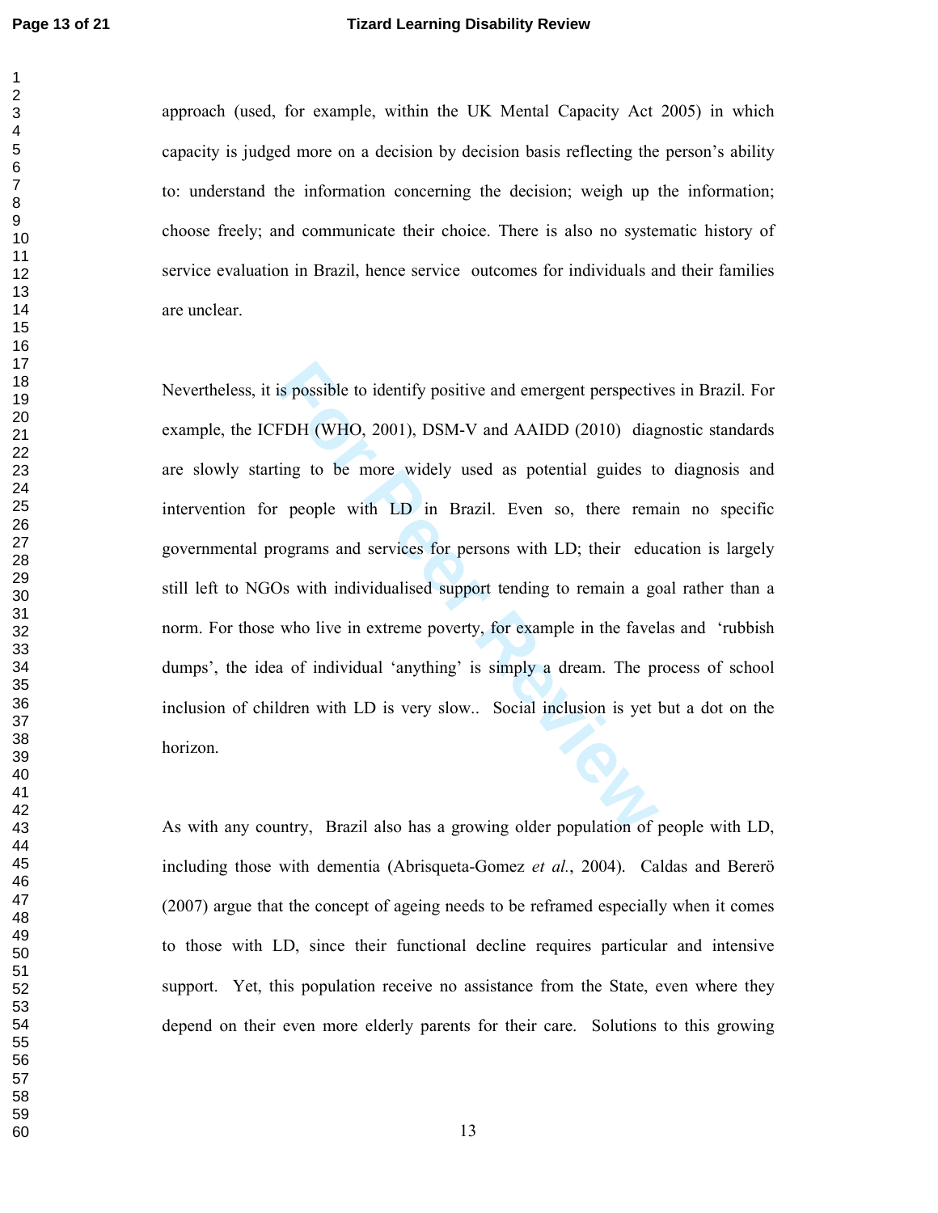approach (used, for example, within the UK Mental Capacity Act 2005) in which capacity is judged more on a decision by decision basis reflecting the person's ability to: understand the information concerning the decision; weigh up the information; choose freely; and communicate their choice. There is also no systematic history of service evaluation in Brazil, hence service outcomes for individuals and their families are unclear.

Nevertheless, it is possible to identify positive and emergent perspectives in Brazil. For example, the ICFDH (WHO, 2001), DSM-V and AAIDD (2010) diagnostic standards are slowly starting to be more widely used as potential guides to diagnosis and intervention for people with LD in Brazil. Even so, there remain no specific governmental programs and services for persons with LD; their education is largely still left to NGOs with individualised support tending to remain a goal rather than a norm. For those who live in extreme poverty, for example in the favelas and 'rubbish dumps', the idea of individual 'anything' is simply a dream. The process of school inclusion of children with LD is very slow.. Social inclusion is yet but a dot on the horizon.

As with any country, Brazil also has a growing older population of people with LD, including those with dementia (Abrisqueta-Gomez *et al.*, 2004). Caldas and Bererö (2007) argue that the concept of ageing needs to be reframed especially when it comes to those with LD, since their functional decline requires particular and intensive support. Yet, this population receive no assistance from the State, even where they depend on their even more elderly parents for their care. Solutions to this growing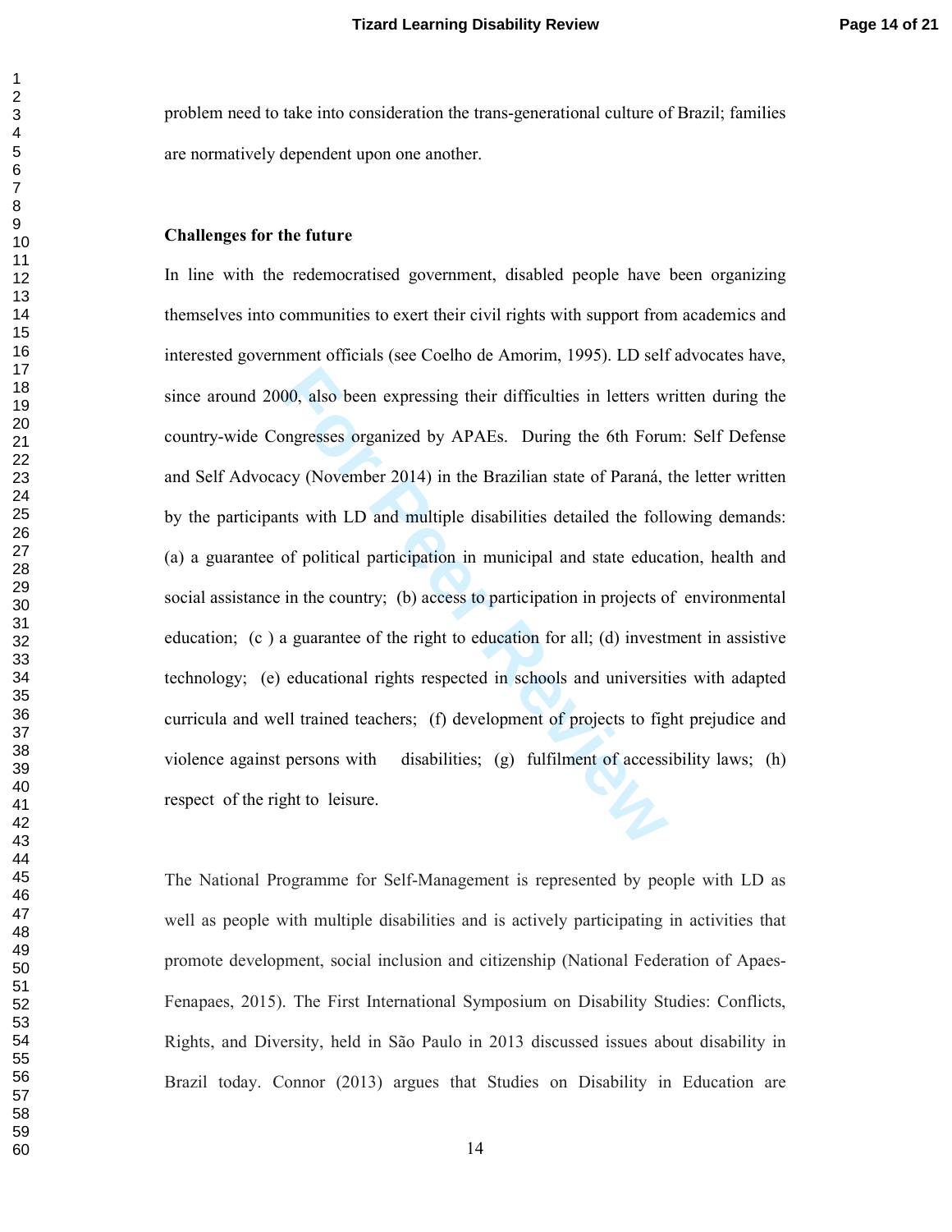problem need to take into consideration the trans-generational culture of Brazil; families are normatively dependent upon one another.

**Challenges for the future**

In line with the redemocratised government, disabled people have been organizing themselves into communities to exert their civil rights with support from academics and interested government officials (see Coelho de Amorim, 1995). LD self advocates have, since around 2000, also been expressing their difficulties in letters written during the country-wide Congresses organized by APAEs. During the 6th Forum: Self Defense and Self Advocacy (November 2014) in the Brazilian state of Paraná, the letter written by the participants with LD and multiple disabilities detailed the following demands: (a) a guarantee of political participation in municipal and state education, health and social assistance in the country; (b) access to participation in projects of environmental education; (c ) a guarantee of the right to education for all; (d) investment in assistive technology; (e) educational rights respected in schools and universities with adapted curricula and well trained teachers; (f) development of projects to fight prejudice and violence against persons with disabilities; (g) fulfilment of accessibility laws; (h) respect of the right to leisure.

The National Programme for Self-Management is represented by people with LD as well as people with multiple disabilities and is actively participating in activities that promote development, social inclusion and citizenship (National Federation of Apaes-Fenapaes, 2015). The First International Symposium on Disability Studies: Conflicts, Rights, and Diversity, held in São Paulo in 2013 discussed issues about disability in Brazil today. Connor (2013) argues that Studies on Disability in Education are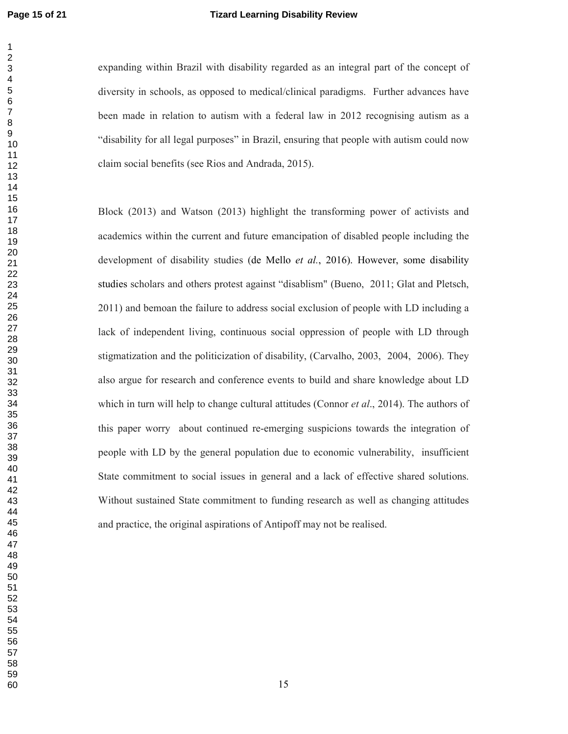expanding within Brazil with disability regarded as an integral part of the concept of diversity in schools, as opposed to medical/clinical paradigms. Further advances have been made in relation to autism with a federal law in 2012 recognising autism as a “disability for all legal purposes” in Brazil, ensuring that people with autism could now claim social benefits (see Rios and Andrada, 2015).

Block (2013) and Watson (2013) highlight the transforming power of activists and academics within the current and future emancipation of disabled people including the development of disability studies (de Mello *et al.*, 2016). However, some disability studies scholars and others protest against “disablism" (Bueno, 2011; Glat and Pletsch, 2011) and bemoan the failure to address social exclusion of people with LD including a lack of independent living, continuous social oppression of people with LD through stigmatization and the politicization of disability, (Carvalho, 2003, 2004, 2006). They also argue for research and conference events to build and share knowledge about LD which in turn will help to change cultural attitudes (Connor *et al*., 2014). The authors of this paper worry about continued re-emerging suspicions towards the integration of people with LD by the general population due to economic vulnerability, insufficient State commitment to social issues in general and a lack of effective shared solutions. Without sustained State commitment to funding research as well as changing attitudes and practice, the original aspirations of Antipoff may not be realised.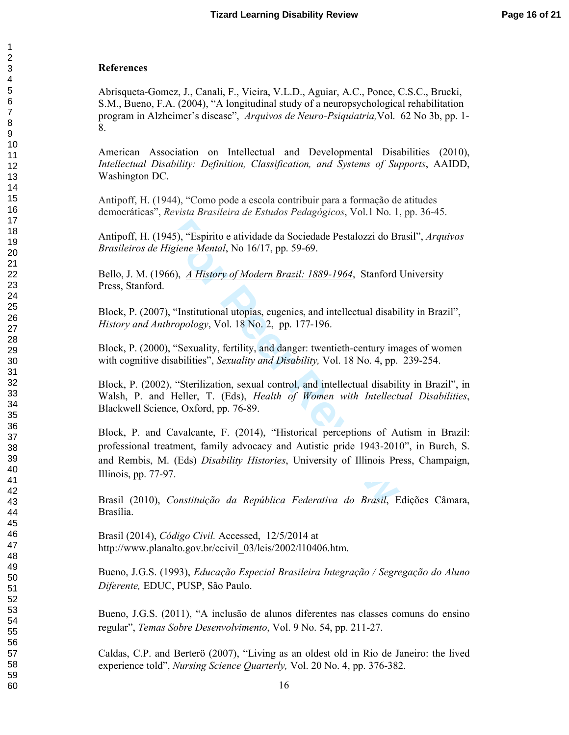## References

Abrisqueta-Gomez, J., Canali, F., Vieira, V.L.D., Aguiar, A.C., Ponce, C.S.C., Brucki, S.M., Bueno, F.A. (2004), "A longitudinal study of a neuropsychological rehabilitation program in Alzheimer's disease", *Arquivos de Neuro-Psiquiatria,* Vol. 62 No 3b, pp. 1-8.

American Association on Intellectual and Developmental Disabilities (2010), *Intellectual Disability: Definition, Classification, and Systems of Supports*, AAIDD, Washington DC.

Antipoff, H. (1944), "Como pode a escola contribuir para a formação de atitudes democráticas", *Revista Brasileira de Estudos Pedagógicos*, Vol.1 No. 1, pp. 36-45.

Antipoff, H. (1945), "Espirito e atividade da Sociedade Pestalozzi do Brasil", *Arquivos Brasileiros de Higiene Mental*, No 16/17, pp. 59-69.

Bello, J. M. (1966), *A History of Modern Brazil: 1889-1964*, Stanford University Press, Stanford.

Block, P. (2007), "Institutional utopias, eugenics, and intellectual disability in Brazil", *History and Anthropology*, Vol. 18 No. 2, pp. 177-196.

Block, P. (2000), "Sexuality, fertility, and danger: twentieth-century images of women with cognitive disabilities", *Sexuality and Disability,* Vol. 18 No. 4, pp. 239-254.

Block, P. (2002), "Sterilization, sexual control, and intellectual disability in Brazil", in Walsh, P. and Heller, T. (Eds), *Health of Women with Intellectual Disabilities*, Blackwell Science, Oxford, pp. 76-89.

Block, P. and Cavalcante, F. (2014), "Historical perceptions of Autism in Brazil: professional treatment, family advocacy and Autistic pride 1943-2010", in Burch, S. and Rembis, M. (Eds) *Disability Histories*, University of Illinois Press, Champaign, Illinois, pp. 77-97.

Brasil (2010), *Constituição da República Federativa do Brasil*, Edições Câmara, Brasília.

Brasil (2014), *Código Civil.* Accessed, 12/5/2014 at http://www.planalto.gov.br/ccivil_03/leis/2002/l10406.htm.

Bueno, J.G.S. (1993), *Educação Especial Brasileira Integração / Segregação do Aluno Diferente,* EDUC, PUSP, São Paulo.

Bueno, J.G.S. (2011), "A inclusão de alunos diferentes nas classes comuns do ensino regular", *Temas Sobre Desenvolvimento*, Vol. 9 No. 54, pp. 211-27.

Caldas, C.P. and Berterö (2007), "Living as an oldest old in Rio de Janeiro: the lived experience told", *Nursing Science Quarterly,* Vol. 20 No. 4, pp. 376-382.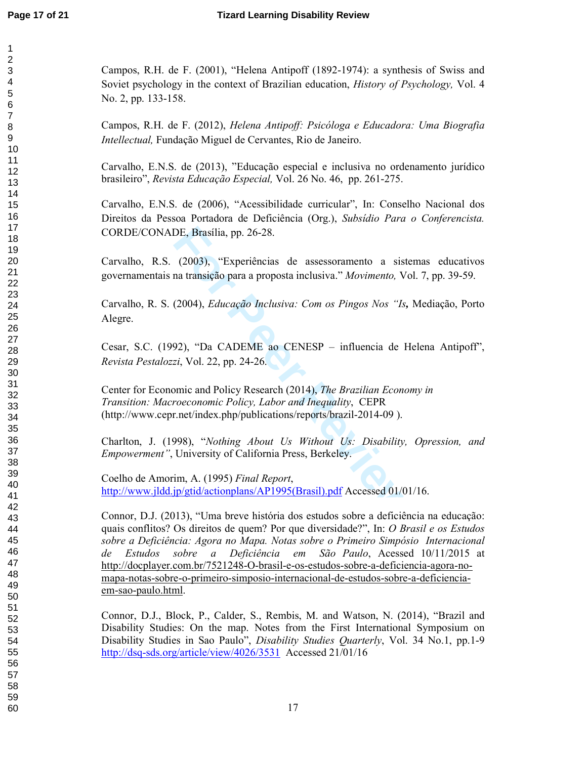Campos, R.H. de F. (2001), "Helena Antipoff (1892-1974): a synthesis of Swiss and Soviet psychology in the context of Brazilian education, *History of Psychology,* Vol. 4 No. 2, pp. 133-158.

Campos, R.H. de F. (2012), *Helena Antipoff: Psicóloga e Educadora: Uma Biografia Intellectual,* Fundação Miguel de Cervantes, Rio de Janeiro.

Carvalho, E.N.S. de (2013), "Educação especial e inclusiva no ordenamento jurídico brasileiro", *Revista Educação Especial,* Vol. 26 No. 46, pp. 261-275.

Carvalho, E.N.S. de (2006), "Acessibilidade curricular", In: Conselho Nacional dos Direitos da Pessoa Portadora de Deficiência (Org.), *Subsídio Para o Conferencista.* CORDE/CONADE, Brasília, pp. 26-28.

Carvalho, R.S. (2003), "Experiências de assessoramento a sistemas educativos governamentais na transição para a proposta inclusiva." *Movimento,* Vol. 7, pp. 39-59.

Carvalho, R. S. (2004), *Educação Inclusiva: Com os Pingos Nos "Is***,** Mediação, Porto Alegre.

Cesar, S.C. (1992), "Da CADEME ao CENESP – influencia de Helena Antipoff", *Revista Pestalozzi*, Vol. 22, pp. 24-26.

Center for Economic and Policy Research (2014), *The Brazilian Economy in Transition: Macroeconomic Policy, Labor and Inequality*, CEPR (http://www.cepr.net/index.php/publications/reports/brazil-2014-09 ).

Charlton, J. (1998), "*Nothing About Us Without Us: Disability, Opression, and Empowerment"*, University of California Press, Berkeley.

Coelho de Amorim, A. (1995) *Final Report*, http://www.jldd.jp/gtid/actionplans/AP1995(Brasil).pdf Accessed 01/01/16.

Connor, D.J. (2013), "Uma breve história dos estudos sobre a deficiência na educação: quais conflitos? Os direitos de quem? Por que diversidade?", In: *O Brasil e os Estudos sobre a Deficiência: Agora no Mapa. Notas sobre o Primeiro Simpósio Internacional de Estudos sobre a Deficiência em São Paulo*, Acessed 10/11/2015 at http://docplayer.com.br/7521248-O-brasil-e-os-estudos-sobre-a-deficiencia-agora-no-mapa-notas-sobre-o-primeiro-simposio-internacional-de-estudos-sobre-a-deficiencia-em-sao-paulo.html.

Connor, D.J., Block, P., Calder, S., Rembis, M. and Watson, N. (2014), "Brazil and Disability Studies: On the map. Notes from the First International Symposium on Disability Studies in Sao Paulo", *Disability Studies Quarterly*, Vol. 34 No.1, pp.1-9 http://dsq-sds.org/article/view/4026/3531 Accessed 21/01/16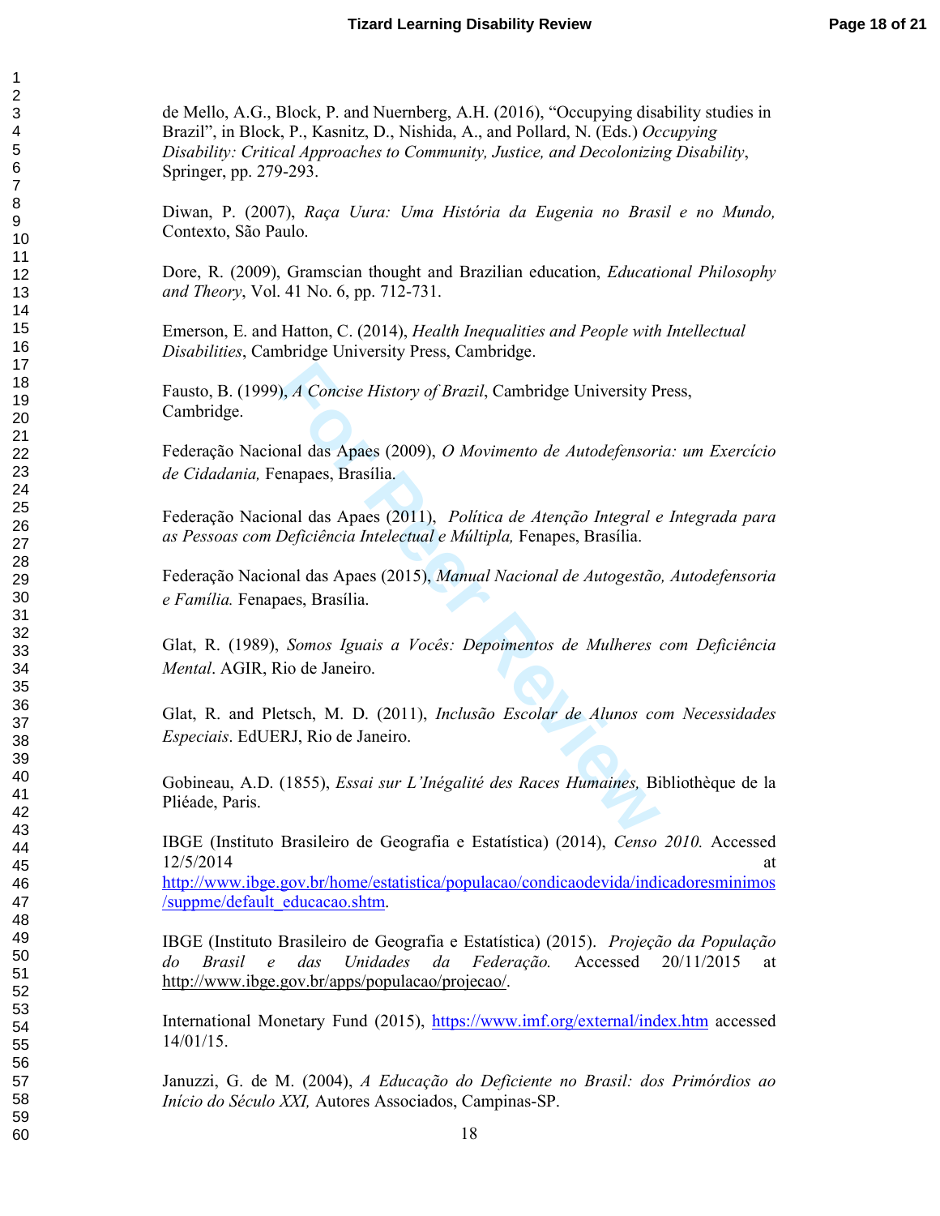de Mello, A.G., Block, P. and Nuernberg, A.H. (2016), "Occupying disability studies in Brazil", in Block, P., Kasnitz, D., Nishida, A., and Pollard, N. (Eds.) *Occupying Disability: Critical Approaches to Community, Justice, and Decolonizing Disability*, Springer, pp. 279-293.

Diwan, P. (2007), *Raça Uura: Uma História da Eugenia no Brasil e no Mundo,* Contexto, São Paulo.

Dore, R. (2009), Gramscian thought and Brazilian education, *Educational Philosophy and Theory*, Vol. 41 No. 6, pp. 712-731.

Emerson, E. and Hatton, C. (2014), *Health Inequalities and People with Intellectual Disabilities*, Cambridge University Press, Cambridge.

Fausto, B. (1999), *A Concise History of Brazil*, Cambridge University Press, Cambridge.

Federação Nacional das Apaes (2009), *O Movimento de Autodefensoria: um Exercício de Cidadania,* Fenapaes, Brasília.

Federação Nacional das Apaes (2011), *Política de Atenção Integral e Integrada para as Pessoas com Deficiência Intelectual e Múltipla,* Fenapes, Brasília.

Federação Nacional das Apaes (2015), *Manual Nacional de Autogestão, Autodefensoria e Família.* Fenapaes, Brasília.

Glat, R. (1989), *Somos Iguais a Vocês: Depoimentos de Mulheres com Deficiência Mental*. AGIR, Rio de Janeiro.

Glat, R. and Pletsch, M. D. (2011), *Inclusão Escolar de Alunos com Necessidades Especiais*. EdUERJ, Rio de Janeiro.

Gobineau, A.D. (1855), *Essai sur L'Inégalité des Races Humaines,* Bibliothèque de la Pliéade, Paris.

IBGE (Instituto Brasileiro de Geografia e Estatística) (2014), *Censo 2010.* Accessed 12/5/2014 at http://www.ibge.gov.br/home/estatistica/populacao/condicaodevida/indicadoresminimos/suppme/default_educacao.shtm.

IBGE (Instituto Brasileiro de Geografia e Estatística) (2015). *Projeção da População do Brasil e das Unidades da Federação.* Accessed 20/11/2015 at http://www.ibge.gov.br/apps/populacao/projecao/.

International Monetary Fund (2015), https://www.imf.org/external/index.htm accessed 14/01/15.

Januzzi, G. de M. (2004), *A Educação do Deficiente no Brasil: dos Primórdios ao Início do Século XXI,* Autores Associados, Campinas-SP.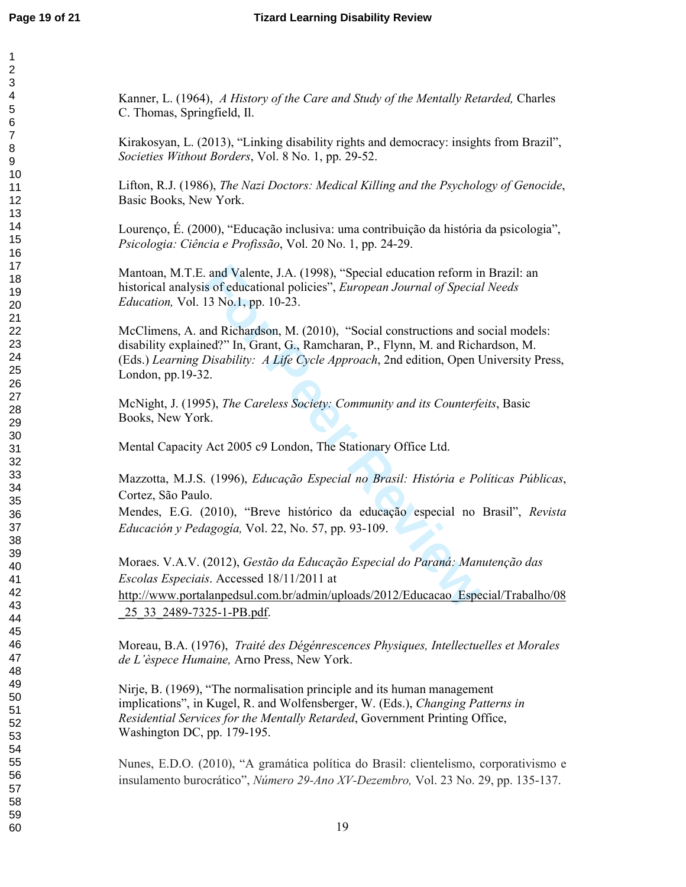Kanner, L. (1964), *A History of the Care and Study of the Mentally Retarded,* Charles C. Thomas, Springfield, Il.

Kirakosyan, L. (2013), "Linking disability rights and democracy: insights from Brazil", *Societies Without Borders*, Vol. 8 No. 1, pp. 29-52.

Lifton, R.J. (1986), *The Nazi Doctors: Medical Killing and the Psychology of Genocide*, Basic Books, New York.

Lourenço, É. (2000), "Educação inclusiva: uma contribuição da história da psicologia", *Psicologia: Ciência e Profissão*, Vol. 20 No. 1, pp. 24-29.

Mantoan, M.T.E. and Valente, J.A. (1998), "Special education reform in Brazil: an historical analysis of educational policies", *European Journal of Special Needs Education,* Vol. 13 No.1, pp. 10-23.

McClimens, A. and Richardson, M. (2010), "Social constructions and social models: disability explained?" In, Grant, G., Ramcharan, P., Flynn, M. and Richardson, M. (Eds.) *Learning Disability: A Life Cycle Approach*, 2nd edition, Open University Press, London, pp.19-32.

McNight, J. (1995), *The Careless Society: Community and its Counterfeits*, Basic Books, New York.

Mental Capacity Act 2005 c9 London, The Stationary Office Ltd.

Mazzotta, M.J.S. (1996), *Educação Especial no Brasil: História e Políticas Públicas*, Cortez, São Paulo.

Mendes, E.G. (2010), "Breve histórico da educação especial no Brasil", *Revista Educación y Pedagogía,* Vol. 22, No. 57, pp. 93-109.

Moraes. V.A.V. (2012), *Gestão da Educação Especial do Paraná: Manutenção das Escolas Especiais*. Accessed 18/11/2011 at http://www.portalanpedsul.com.br/admin/uploads/2012/Educacao_Especial/Trabalho/08_25_33_2489-7325-1-PB.pdf.

Moreau, B.A. (1976), *Traité des Dégénrescences Physiques, Intellectuelles et Morales de L'èspece Humaine,* Arno Press, New York.

Nirje, B. (1969), "The normalisation principle and its human management implications", in Kugel, R. and Wolfensberger, W. (Eds.), *Changing Patterns in Residential Services for the Mentally Retarded*, Government Printing Office, Washington DC, pp. 179-195.

Nunes, E.D.O. (2010), "A gramática política do Brasil: clientelismo, corporativismo e insulamento burocrático", *Número 29-Ano XV-Dezembro,* Vol. 23 No. 29, pp. 135-137.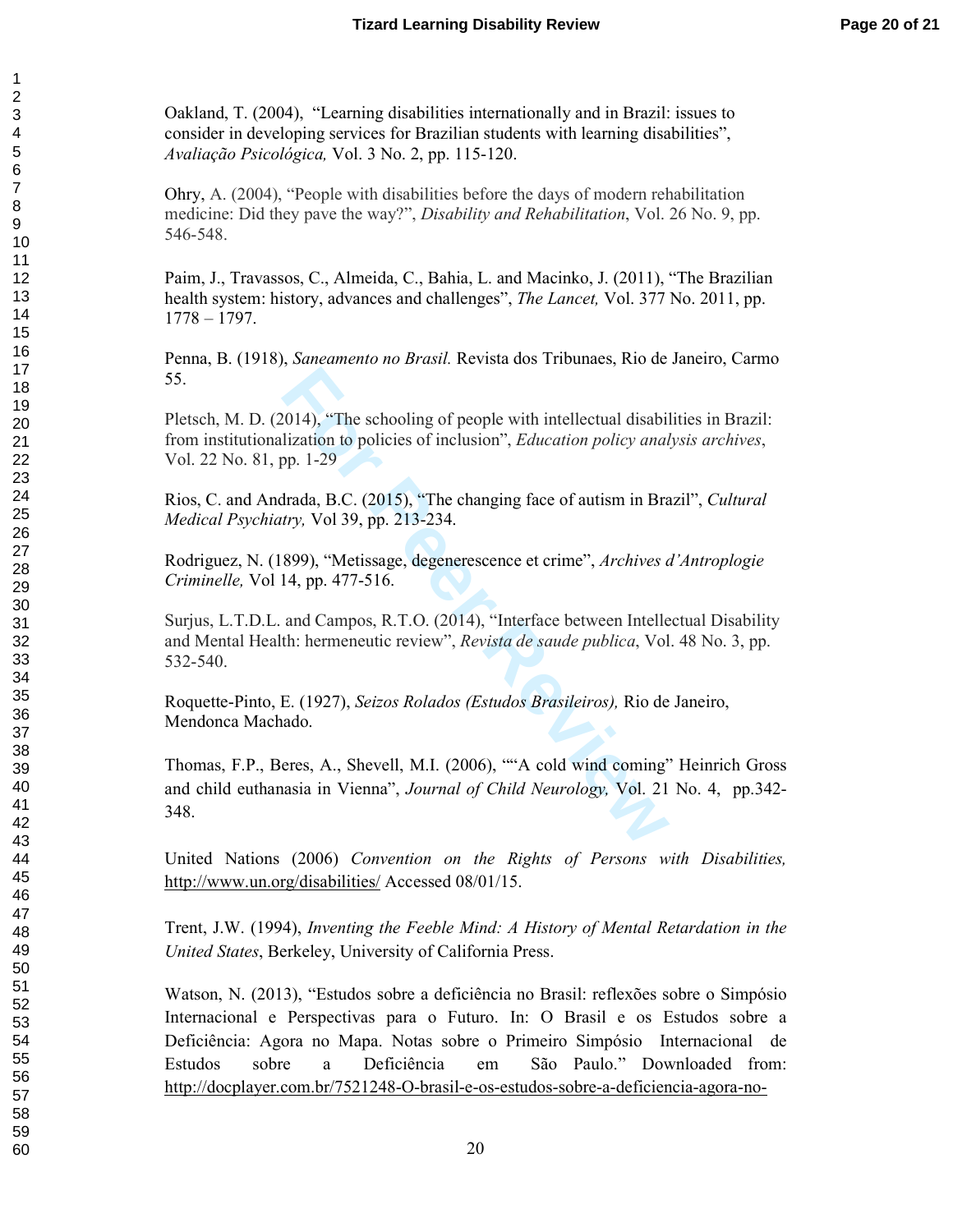Oakland, T. (2004), "Learning disabilities internationally and in Brazil: issues to consider in developing services for Brazilian students with learning disabilities", *Avaliação Psicológica,* Vol. 3 No. 2, pp. 115-120.

Ohry, A. (2004), "People with disabilities before the days of modern rehabilitation medicine: Did they pave the way?", *Disability and Rehabilitation*, Vol. 26 No. 9, pp. 546-548.

Paim, J., Travassos, C., Almeida, C., Bahia, L. and Macinko, J. (2011), "The Brazilian health system: history, advances and challenges", *The Lancet,* Vol. 377 No. 2011, pp. 1778 – 1797.

Penna, B. (1918), *Saneamento no Brasil.* Revista dos Tribunaes, Rio de Janeiro, Carmo 55.

Pletsch, M. D. (2014), "The schooling of people with intellectual disabilities in Brazil: from institutionalization to policies of inclusion", *Education policy analysis archives*, Vol. 22 No. 81, pp. 1-29

Rios, C. and Andrada, B.C. (2015), "The changing face of autism in Brazil", *Cultural Medical Psychiatry,* Vol 39, pp. 213-234.

Rodriguez, N. (1899), "Metissage, degenerescence et crime", *Archives d'Antroplogie Criminelle,* Vol 14, pp. 477-516.

Surjus, L.T.D.L. and Campos, R.T.O. (2014), "Interface between Intellectual Disability and Mental Health: hermeneutic review", *Revista de saude publica*, Vol. 48 No. 3, pp. 532-540.

Roquette-Pinto, E. (1927), *Seizos Rolados (Estudos Brasileiros),* Rio de Janeiro, Mendonca Machado.

Thomas, F.P., Beres, A., Shevell, M.I. (2006), ""'A cold wind coming" Heinrich Gross and child euthanasia in Vienna", *Journal of Child Neurology,* Vol. 21 No. 4, pp.342-348.

United Nations (2006) *Convention on the Rights of Persons with Disabilities,* http://www.un.org/disabilities/ Accessed 08/01/15.

Trent, J.W. (1994), *Inventing the Feeble Mind: A History of Mental Retardation in the United States*, Berkeley, University of California Press.

Watson, N. (2013), "Estudos sobre a deficiência no Brasil: reflexões sobre o Simpósio Internacional e Perspectivas para o Futuro. In: O Brasil e os Estudos sobre a Deficiência: Agora no Mapa. Notas sobre o Primeiro Simpósio Internacional de Estudos sobre a Deficiência em São Paulo." Downloaded from: http://docplayer.com.br/7521248-O-brasil-e-os-estudos-sobre-a-deficiencia-agora-no-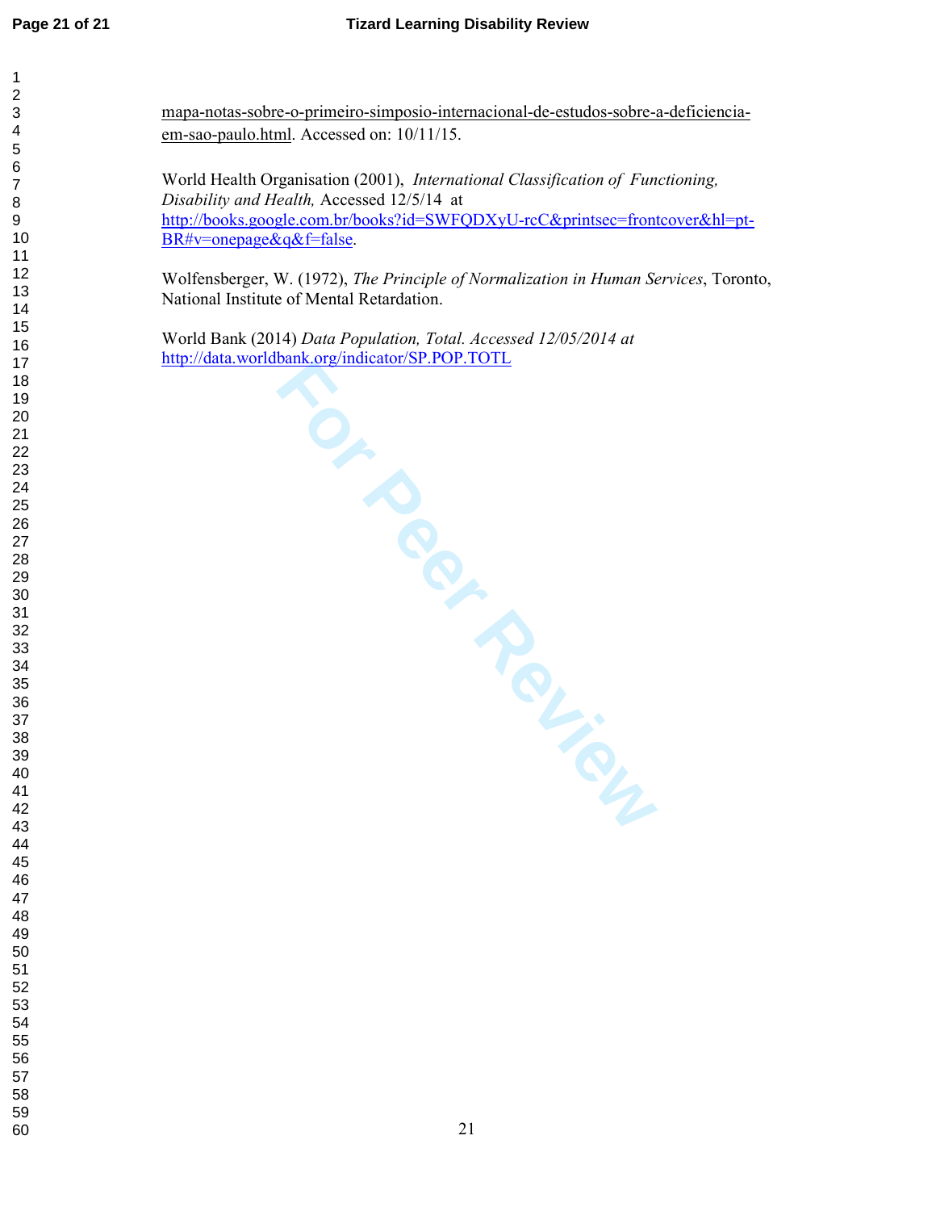mapa-notas-sobre-o-primeiro-simposio-internacional-de-estudos-sobre-a-deficiencia-em-sao-paulo.html. Accessed on: 10/11/15.

World Health Organisation (2001), *International Classification of Functioning, Disability and Health,* Accessed 12/5/14 at http://books.google.com.br/books?id=SWFQDXyU-rcC&printsec=frontcover&hl=pt-BR#v=onepage&q&f=false.

Wolfensberger, W. (1972), *The Principle of Normalization in Human Services*, Toronto, National Institute of Mental Retardation.

World Bank (2014) *Data Population, Total. Accessed 12/05/2014 at* http://data.worldbank.org/indicator/SP.POP.TOTL